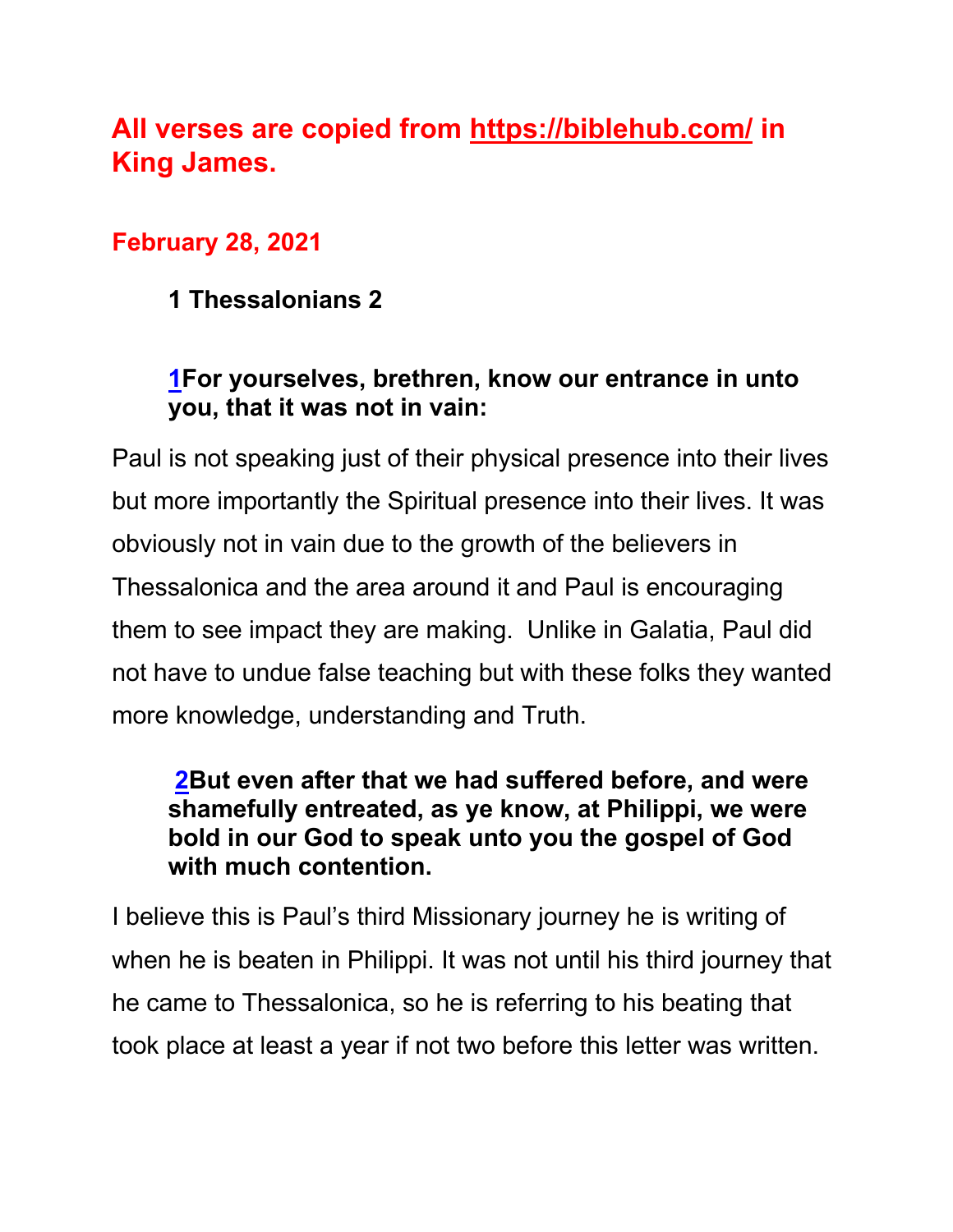**All verses are copied from [https://biblehub.com/](https://biblehub.com/) in King James.**

**February 28, 2021**

**1 Thessalonians 2**

**[1](#)For yourselves, brethren, know our entrance in unto you, that it was not in vain:**

Paul is not speaking just of their physical presence into their lives but more importantly the Spiritual presence into their lives. It was obviously not in vain due to the growth of the believers in Thessalonica and the area around it and Paul is encouraging them to see impact they are making. Unlike in Galatia, Paul did not have to undue false teaching but with these folks they wanted more knowledge, understanding and Truth.

**[2](#)But even after that we had suffered before, and were shamefully entreated, as ye know, at Philippi, we were bold in our God to speak unto you the gospel of God with much contention.**

I believe this is Paul's third Missionary journey he is writing of when he is beaten in Philippi. It was not until his third journey that he came to Thessalonica, so he is referring to his beating that took place at least a year if not two before this letter was written.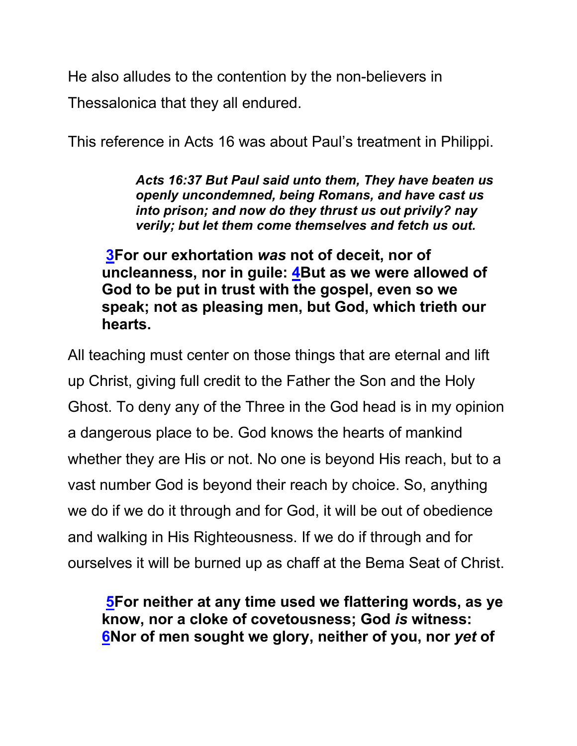He also alludes to the contention by the non-believers in Thessalonica that they all endured.

This reference in Acts 16 was about Paul's treatment in Philippi.

> ***Acts 16:37 But Paul said unto them, They have beaten us openly uncondemned, being Romans, and have cast us into prison; and now do they thrust us out privily? nay verily; but let them come themselves and fetch us out.***

> **3For our exhortation *was* not of deceit, nor of uncleanness, nor in guile: 4But as we were allowed of God to be put in trust with the gospel, even so we speak; not as pleasing men, but God, which trieth our hearts.**

All teaching must center on those things that are eternal and lift up Christ, giving full credit to the Father the Son and the Holy Ghost. To deny any of the Three in the God head is in my opinion a dangerous place to be. God knows the hearts of mankind whether they are His or not. No one is beyond His reach, but to a vast number God is beyond their reach by choice. So, anything we do if we do it through and for God, it will be out of obedience and walking in His Righteousness. If we do if through and for ourselves it will be burned up as chaff at the Bema Seat of Christ.

> **5For neither at any time used we flattering words, as ye know, nor a cloke of covetousness; God *is* witness: 6Nor of men sought we glory, neither of you, nor *yet* of**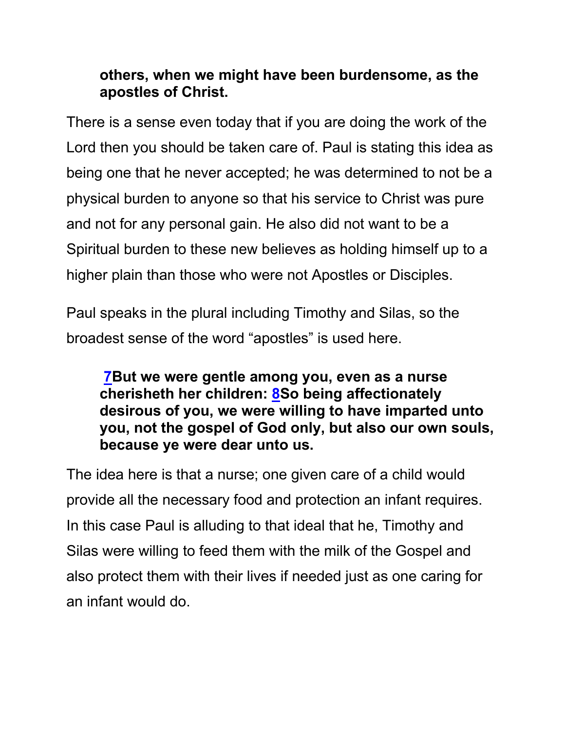**others, when we might have been burdensome, as the apostles of Christ.**

There is a sense even today that if you are doing the work of the Lord then you should be taken care of. Paul is stating this idea as being one that he never accepted; he was determined to not be a physical burden to anyone so that his service to Christ was pure and not for any personal gain. He also did not want to be a Spiritual burden to these new believes as holding himself up to a higher plain than those who were not Apostles or Disciples.

Paul speaks in the plural including Timothy and Silas, so the broadest sense of the word "apostles" is used here.

**7But we were gentle among you, even as a nurse cherisheth her children: 8So being affectionately desirous of you, we were willing to have imparted unto you, not the gospel of God only, but also our own souls, because ye were dear unto us.**

The idea here is that a nurse; one given care of a child would provide all the necessary food and protection an infant requires. In this case Paul is alluding to that ideal that he, Timothy and Silas were willing to feed them with the milk of the Gospel and also protect them with their lives if needed just as one caring for an infant would do.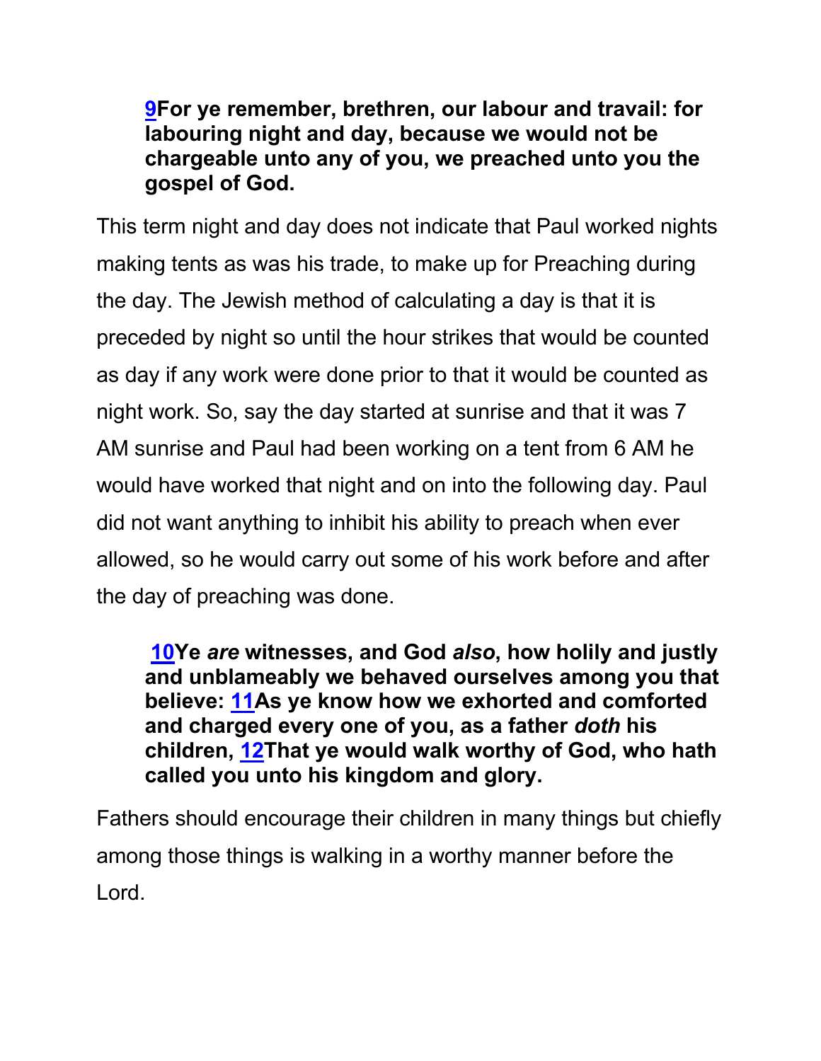> **9For ye remember, brethren, our labour and travail: for labouring night and day, because we would not be chargeable unto any of you, we preached unto you the gospel of God.**

This term night and day does not indicate that Paul worked nights making tents as was his trade, to make up for Preaching during the day. The Jewish method of calculating a day is that it is preceded by night so until the hour strikes that would be counted as day if any work were done prior to that it would be counted as night work. So, say the day started at sunrise and that it was 7 AM sunrise and Paul had been working on a tent from 6 AM he would have worked that night and on into the following day. Paul did not want anything to inhibit his ability to preach when ever allowed, so he would carry out some of his work before and after the day of preaching was done.

> **10Ye *are* witnesses, and God *also*, how holily and justly and unblameably we behaved ourselves among you that believe: 11As ye know how we exhorted and comforted and charged every one of you, as a father *doth* his children, 12That ye would walk worthy of God, who hath called you unto his kingdom and glory.**

Fathers should encourage their children in many things but chiefly among those things is walking in a worthy manner before the Lord.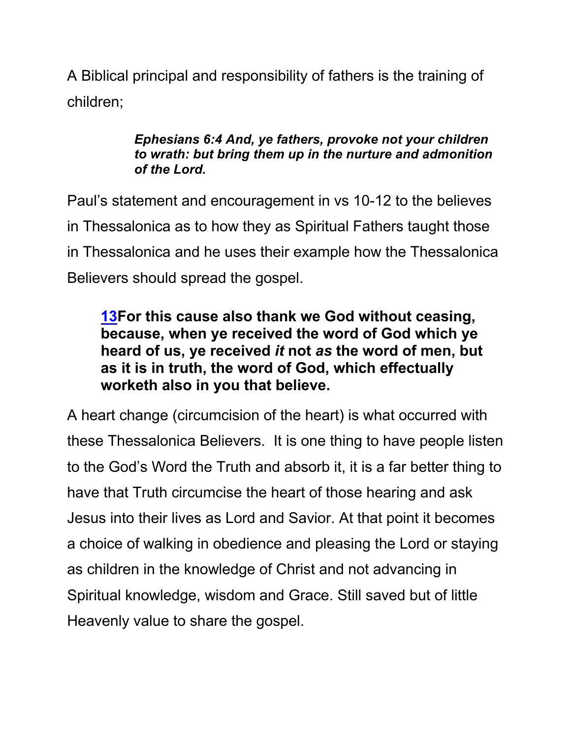A Biblical principal and responsibility of fathers is the training of children;

> ***Ephesians 6:4 And, ye fathers, provoke not your children to wrath: but bring them up in the nurture and admonition of the Lord.***

Paul's statement and encouragement in vs 10-12 to the believes in Thessalonica as to how they as Spiritual Fathers taught those in Thessalonica and he uses their example how the Thessalonica Believers should spread the gospel.

> **13For this cause also thank we God without ceasing, because, when ye received the word of God which ye heard of us, ye received *it* not *as* the word of men, but as it is in truth, the word of God, which effectually worketh also in you that believe.**

A heart change (circumcision of the heart) is what occurred with these Thessalonica Believers. It is one thing to have people listen to the God's Word the Truth and absorb it, it is a far better thing to have that Truth circumcise the heart of those hearing and ask Jesus into their lives as Lord and Savior. At that point it becomes a choice of walking in obedience and pleasing the Lord or staying as children in the knowledge of Christ and not advancing in Spiritual knowledge, wisdom and Grace. Still saved but of little Heavenly value to share the gospel.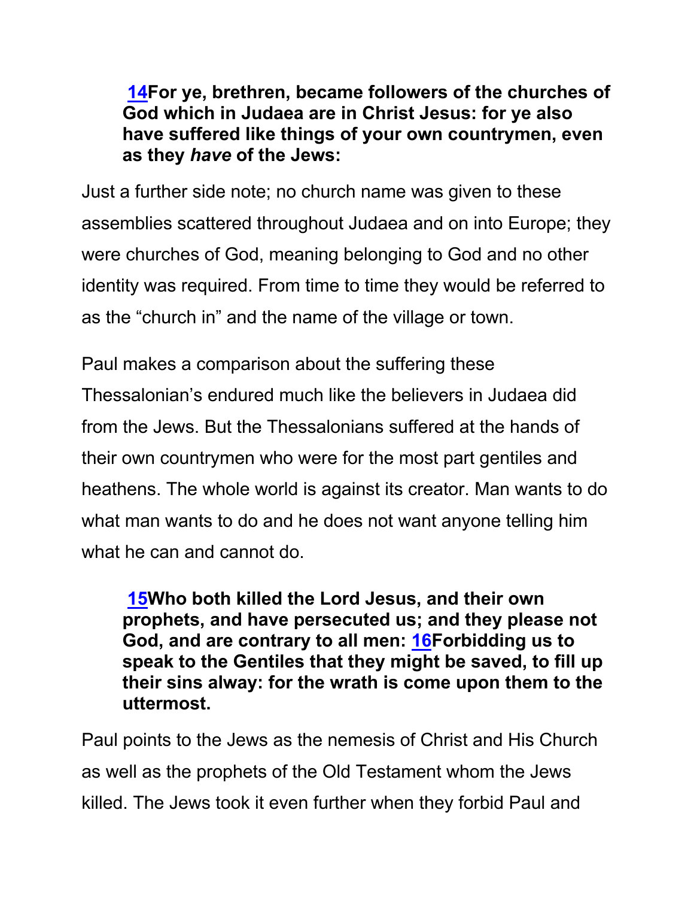**[14](#)For ye, brethren, became followers of the churches of God which in Judaea are in Christ Jesus: for ye also have suffered like things of your own countrymen, even as they *have* of the Jews:**

Just a further side note; no church name was given to these assemblies scattered throughout Judaea and on into Europe; they were churches of God, meaning belonging to God and no other identity was required. From time to time they would be referred to as the “church in” and the name of the village or town.

Paul makes a comparison about the suffering these Thessalonian’s endured much like the believers in Judaea did from the Jews. But the Thessalonians suffered at the hands of their own countrymen who were for the most part gentiles and heathens. The whole world is against its creator. Man wants to do what man wants to do and he does not want anyone telling him what he can and cannot do.

**[15](#)Who both killed the Lord Jesus, and their own prophets, and have persecuted us; and they please not God, and are contrary to all men: [16](#)Forbidding us to speak to the Gentiles that they might be saved, to fill up their sins alway: for the wrath is come upon them to the uttermost.**

Paul points to the Jews as the nemesis of Christ and His Church as well as the prophets of the Old Testament whom the Jews killed. The Jews took it even further when they forbid Paul and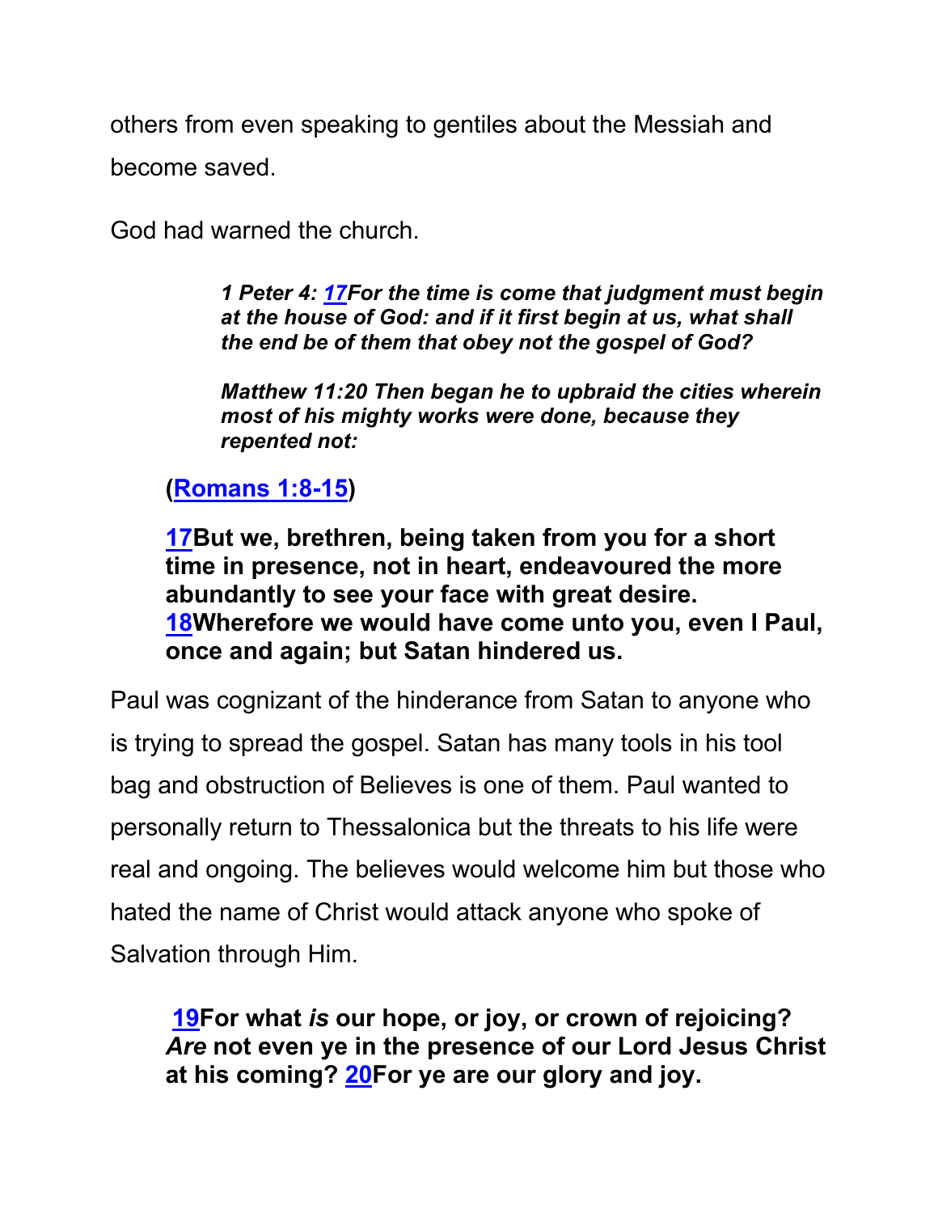others from even speaking to gentiles about the Messiah and become saved.

God had warned the church.

> ***1 Peter 4: 17For the time is come that judgment must begin at the house of God: and if it first begin at us, what shall the end be of them that obey not the gospel of God?***
>
> ***Matthew 11:20 Then began he to upbraid the cities wherein most of his mighty works were done, because they repented not:***

**(Romans 1:8-15)**

**17But we, brethren, being taken from you for a short time in presence, not in heart, endeavoured the more abundantly to see your face with great desire. 18Wherefore we would have come unto you, even I Paul, once and again; but Satan hindered us.**

Paul was cognizant of the hinderance from Satan to anyone who is trying to spread the gospel. Satan has many tools in his tool bag and obstruction of Believes is one of them. Paul wanted to personally return to Thessalonica but the threats to his life were real and ongoing. The believes would welcome him but those who hated the name of Christ would attack anyone who spoke of Salvation through Him.

**19For what *is* our hope, or joy, or crown of rejoicing? *Are* not even ye in the presence of our Lord Jesus Christ at his coming? 20For ye are our glory and joy.**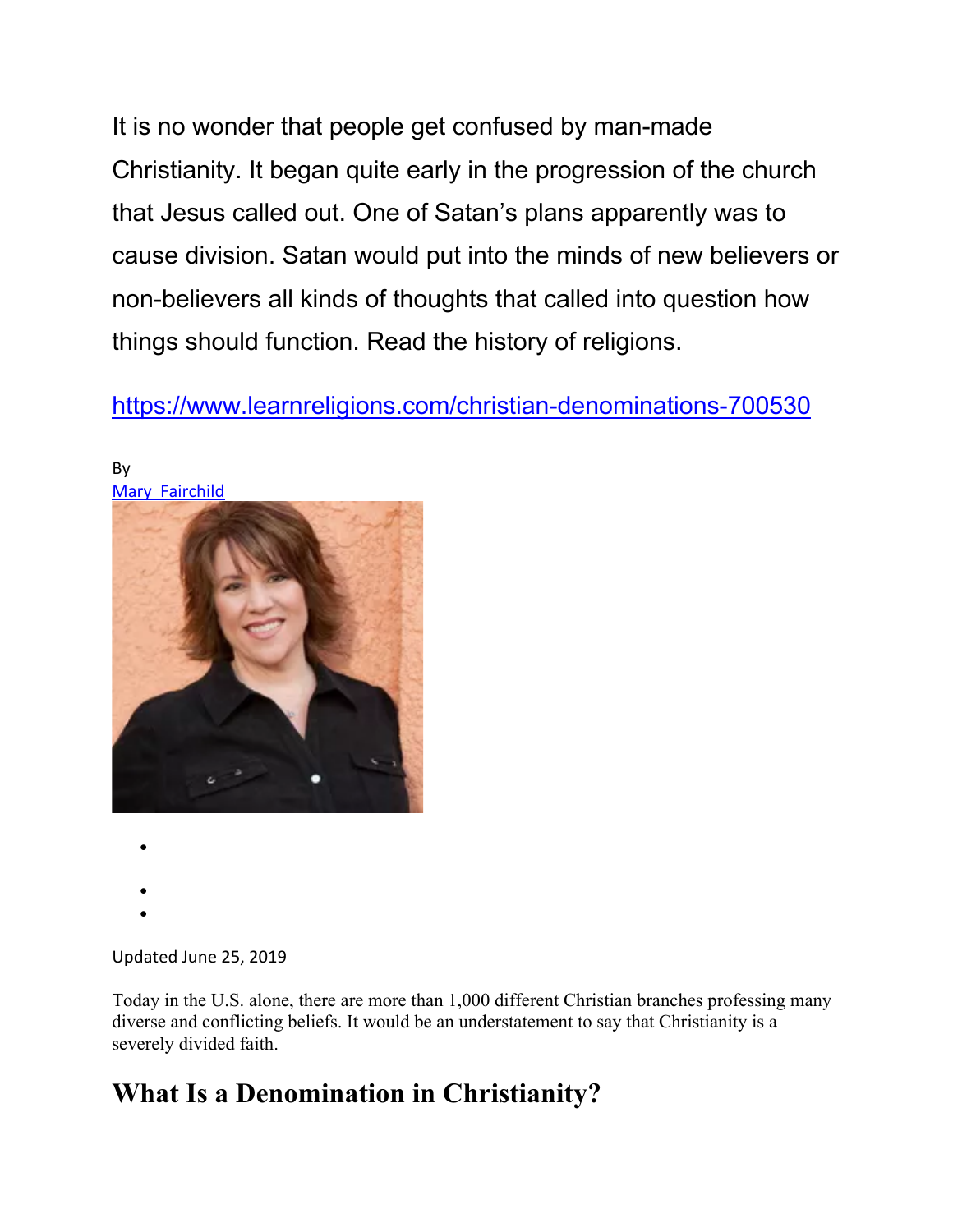It is no wonder that people get confused by man-made Christianity. It began quite early in the progression of the church that Jesus called out. One of Satan's plans apparently was to cause division. Satan would put into the minds of new believers or non-believers all kinds of thoughts that called into question how things should function. Read the history of religions.

https://www.learnreligions.com/christian-denominations-700530

By
Mary Fairchild

Updated June 25, 2019

Today in the U.S. alone, there are more than 1,000 different Christian branches professing many diverse and conflicting beliefs. It would be an understatement to say that Christianity is a severely divided faith.

## What Is a Denomination in Christianity?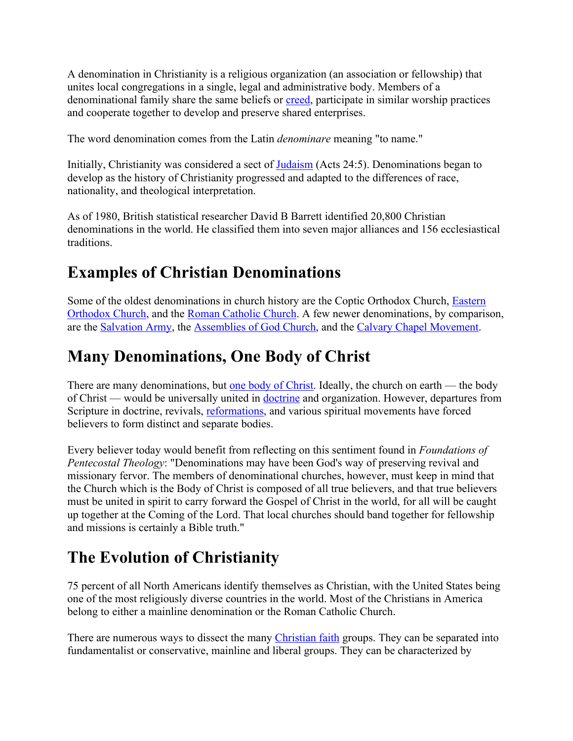A denomination in Christianity is a religious organization (an association or fellowship) that unites local congregations in a single, legal and administrative body. Members of a denominational family share the same beliefs or creed, participate in similar worship practices and cooperate together to develop and preserve shared enterprises.

The word denomination comes from the Latin *denominare* meaning "to name."

Initially, Christianity was considered a sect of Judaism (Acts 24:5). Denominations began to develop as the history of Christianity progressed and adapted to the differences of race, nationality, and theological interpretation.

As of 1980, British statistical researcher David B Barrett identified 20,800 Christian denominations in the world. He classified them into seven major alliances and 156 ecclesiastical traditions.

## Examples of Christian Denominations

Some of the oldest denominations in church history are the Coptic Orthodox Church, Eastern Orthodox Church, and the Roman Catholic Church. A few newer denominations, by comparison, are the Salvation Army, the Assemblies of God Church, and the Calvary Chapel Movement.

## Many Denominations, One Body of Christ

There are many denominations, but one body of Christ. Ideally, the church on earth — the body of Christ — would be universally united in doctrine and organization. However, departures from Scripture in doctrine, revivals, reformations, and various spiritual movements have forced believers to form distinct and separate bodies.

Every believer today would benefit from reflecting on this sentiment found in *Foundations of Pentecostal Theology*: "Denominations may have been God's way of preserving revival and missionary fervor. The members of denominational churches, however, must keep in mind that the Church which is the Body of Christ is composed of all true believers, and that true believers must be united in spirit to carry forward the Gospel of Christ in the world, for all will be caught up together at the Coming of the Lord. That local churches should band together for fellowship and missions is certainly a Bible truth."

## The Evolution of Christianity

75 percent of all North Americans identify themselves as Christian, with the United States being one of the most religiously diverse countries in the world. Most of the Christians in America belong to either a mainline denomination or the Roman Catholic Church.

There are numerous ways to dissect the many Christian faith groups. They can be separated into fundamentalist or conservative, mainline and liberal groups. They can be characterized by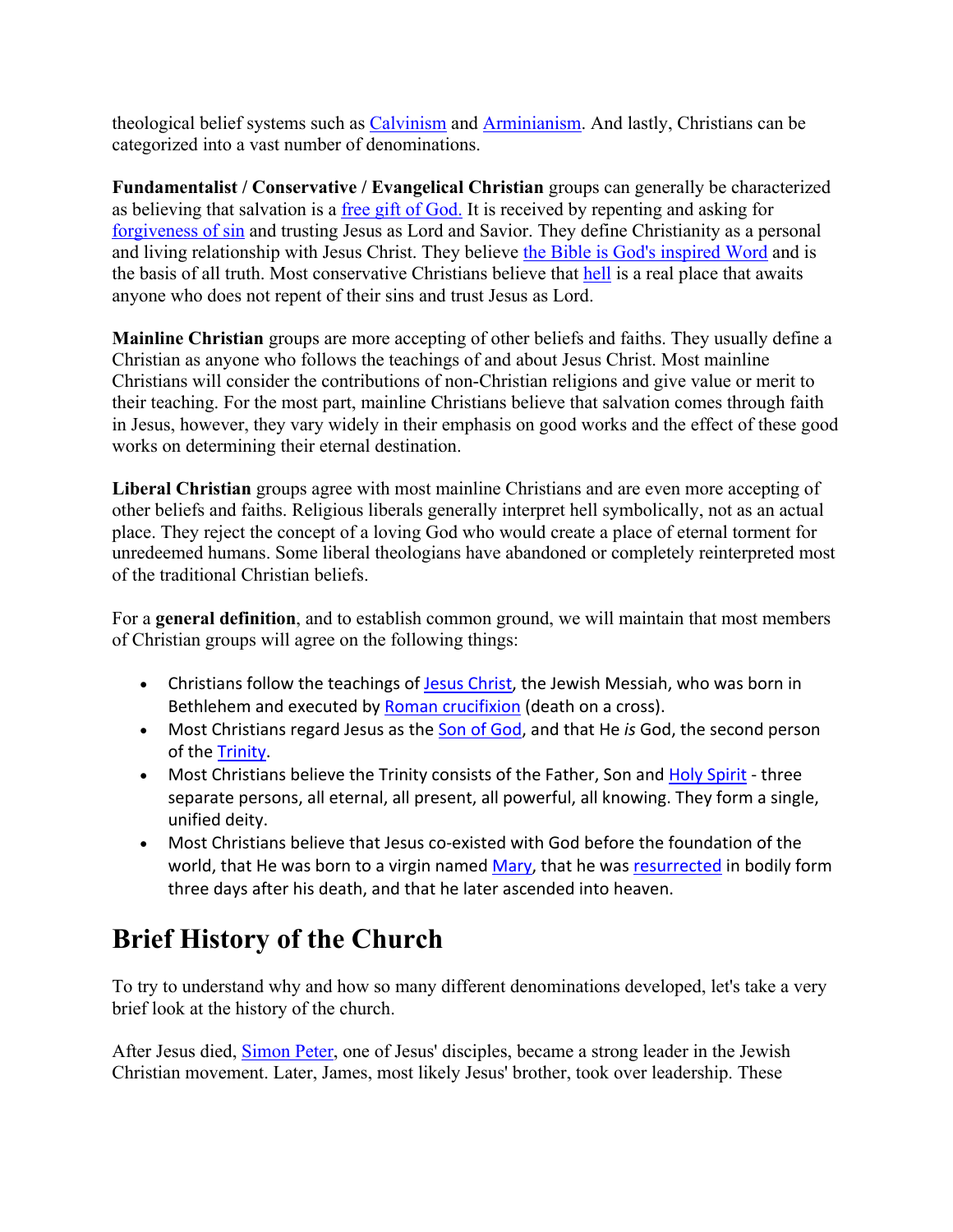theological belief systems such as Calvinism and Arminianism. And lastly, Christians can be categorized into a vast number of denominations.

**Fundamentalist / Conservative / Evangelical Christian** groups can generally be characterized as believing that salvation is a free gift of God. It is received by repenting and asking for forgiveness of sin and trusting Jesus as Lord and Savior. They define Christianity as a personal and living relationship with Jesus Christ. They believe the Bible is God's inspired Word and is the basis of all truth. Most conservative Christians believe that hell is a real place that awaits anyone who does not repent of their sins and trust Jesus as Lord.

**Mainline Christian** groups are more accepting of other beliefs and faiths. They usually define a Christian as anyone who follows the teachings of and about Jesus Christ. Most mainline Christians will consider the contributions of non-Christian religions and give value or merit to their teaching. For the most part, mainline Christians believe that salvation comes through faith in Jesus, however, they vary widely in their emphasis on good works and the effect of these good works on determining their eternal destination.

**Liberal Christian** groups agree with most mainline Christians and are even more accepting of other beliefs and faiths. Religious liberals generally interpret hell symbolically, not as an actual place. They reject the concept of a loving God who would create a place of eternal torment for unredeemed humans. Some liberal theologians have abandoned or completely reinterpreted most of the traditional Christian beliefs.

For a **general definition**, and to establish common ground, we will maintain that most members of Christian groups will agree on the following things:

- Christians follow the teachings of Jesus Christ, the Jewish Messiah, who was born in Bethlehem and executed by Roman crucifixion (death on a cross).
- Most Christians regard Jesus as the Son of God, and that He *is* God, the second person of the Trinity.
- Most Christians believe the Trinity consists of the Father, Son and Holy Spirit - three separate persons, all eternal, all present, all powerful, all knowing. They form a single, unified deity.
- Most Christians believe that Jesus co-existed with God before the foundation of the world, that He was born to a virgin named Mary, that he was resurrected in bodily form three days after his death, and that he later ascended into heaven.

# Brief History of the Church

To try to understand why and how so many different denominations developed, let's take a very brief look at the history of the church.

After Jesus died, Simon Peter, one of Jesus' disciples, became a strong leader in the Jewish Christian movement. Later, James, most likely Jesus' brother, took over leadership. These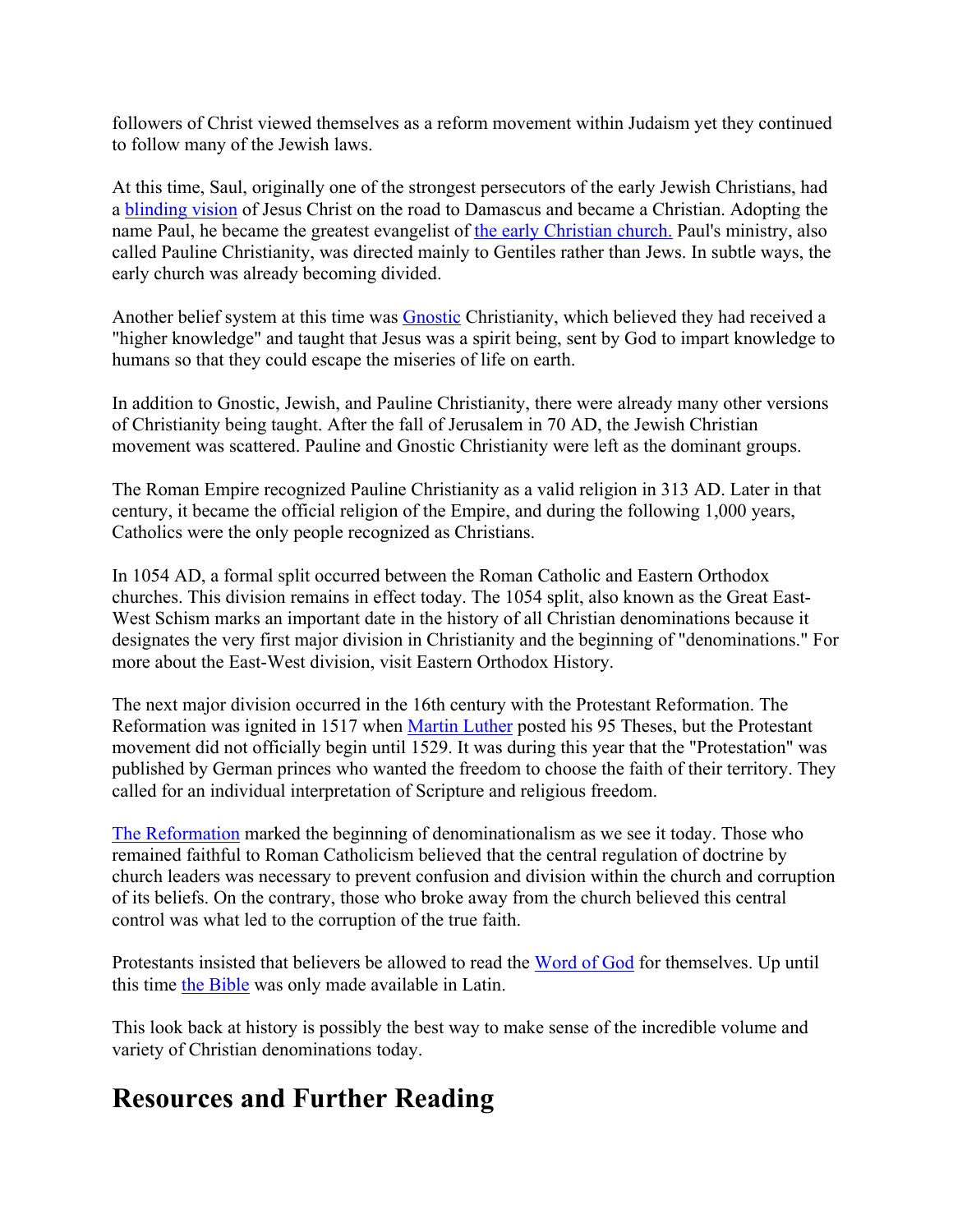followers of Christ viewed themselves as a reform movement within Judaism yet they continued to follow many of the Jewish laws.

At this time, Saul, originally one of the strongest persecutors of the early Jewish Christians, had a blinding vision of Jesus Christ on the road to Damascus and became a Christian. Adopting the name Paul, he became the greatest evangelist of the early Christian church. Paul's ministry, also called Pauline Christianity, was directed mainly to Gentiles rather than Jews. In subtle ways, the early church was already becoming divided.

Another belief system at this time was Gnostic Christianity, which believed they had received a "higher knowledge" and taught that Jesus was a spirit being, sent by God to impart knowledge to humans so that they could escape the miseries of life on earth.

In addition to Gnostic, Jewish, and Pauline Christianity, there were already many other versions of Christianity being taught. After the fall of Jerusalem in 70 AD, the Jewish Christian movement was scattered. Pauline and Gnostic Christianity were left as the dominant groups.

The Roman Empire recognized Pauline Christianity as a valid religion in 313 AD. Later in that century, it became the official religion of the Empire, and during the following 1,000 years, Catholics were the only people recognized as Christians.

In 1054 AD, a formal split occurred between the Roman Catholic and Eastern Orthodox churches. This division remains in effect today. The 1054 split, also known as the Great East-West Schism marks an important date in the history of all Christian denominations because it designates the very first major division in Christianity and the beginning of "denominations." For more about the East-West division, visit Eastern Orthodox History.

The next major division occurred in the 16th century with the Protestant Reformation. The Reformation was ignited in 1517 when Martin Luther posted his 95 Theses, but the Protestant movement did not officially begin until 1529. It was during this year that the "Protestation" was published by German princes who wanted the freedom to choose the faith of their territory. They called for an individual interpretation of Scripture and religious freedom.

The Reformation marked the beginning of denominationalism as we see it today. Those who remained faithful to Roman Catholicism believed that the central regulation of doctrine by church leaders was necessary to prevent confusion and division within the church and corruption of its beliefs. On the contrary, those who broke away from the church believed this central control was what led to the corruption of the true faith.

Protestants insisted that believers be allowed to read the Word of God for themselves. Up until this time the Bible was only made available in Latin.

This look back at history is possibly the best way to make sense of the incredible volume and variety of Christian denominations today.

## Resources and Further Reading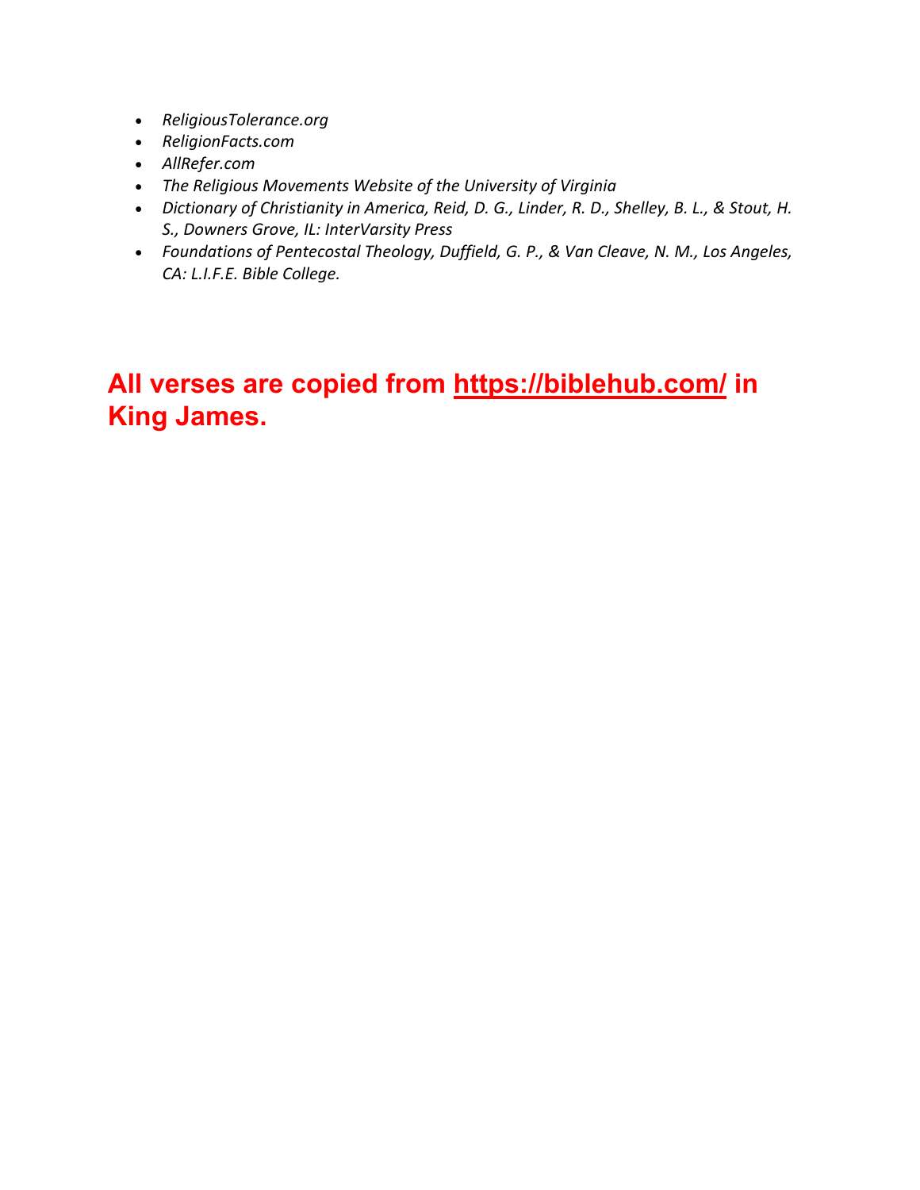- *ReligiousTolerance.org*
- *ReligionFacts.com*
- *AllRefer.com*
- *The Religious Movements Website of the University of Virginia*
- *Dictionary of Christianity in America, Reid, D. G., Linder, R. D., Shelley, B. L., & Stout, H. S., Downers Grove, IL: InterVarsity Press*
- *Foundations of Pentecostal Theology, Duffield, G. P., & Van Cleave, N. M., Los Angeles, CA: L.I.F.E. Bible College.*

**All verses are copied from [https://biblehub.com/](https://biblehub.com/) in King James.**